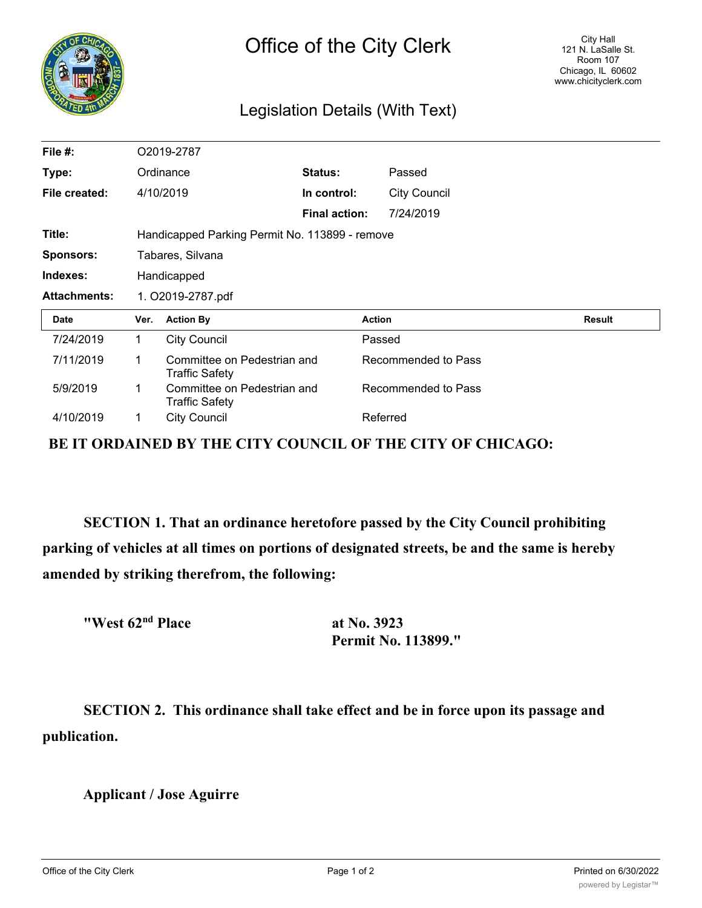# Office of the City Clerk

City Hall
121 N. LaSalle St.
Room 107
Chicago, IL 60602
www.chicityclerk.com

## Legislation Details (With Text)

| | | | |
|---|---|---|---|
| **File #:** | O2019-2787 | | |
| **Type:** | Ordinance | **Status:** | Passed |
| **File created:** | 4/10/2019 | **In control:** | City Council |
| | | **Final action:** | 7/24/2019 |
| **Title:** | Handicapped Parking Permit No. 113899 - remove | | |
| **Sponsors:** | Tabares, Silvana | | |
| **Indexes:** | Handicapped | | |
| **Attachments:** | 1. O2019-2787.pdf | | |

| Date | Ver. | Action By | Action | Result |
|---|---|---|---|---|
| 7/24/2019 | 1 | City Council | Passed | |
| 7/11/2019 | 1 | Committee on Pedestrian and Traffic Safety | Recommended to Pass | |
| 5/9/2019 | 1 | Committee on Pedestrian and Traffic Safety | Recommended to Pass | |
| 4/10/2019 | 1 | City Council | Referred | |

**BE IT ORDAINED BY THE CITY COUNCIL OF THE CITY OF CHICAGO:**

**SECTION 1. That an ordinance heretofore passed by the City Council prohibiting parking of vehicles at all times on portions of designated streets, be and the same is hereby amended by striking therefrom, the following:**

**"West 62nd Place** **at No. 3923**
**Permit No. 113899."**

**SECTION 2. This ordinance shall take effect and be in force upon its passage and publication.**

**Applicant / Jose Aguirre**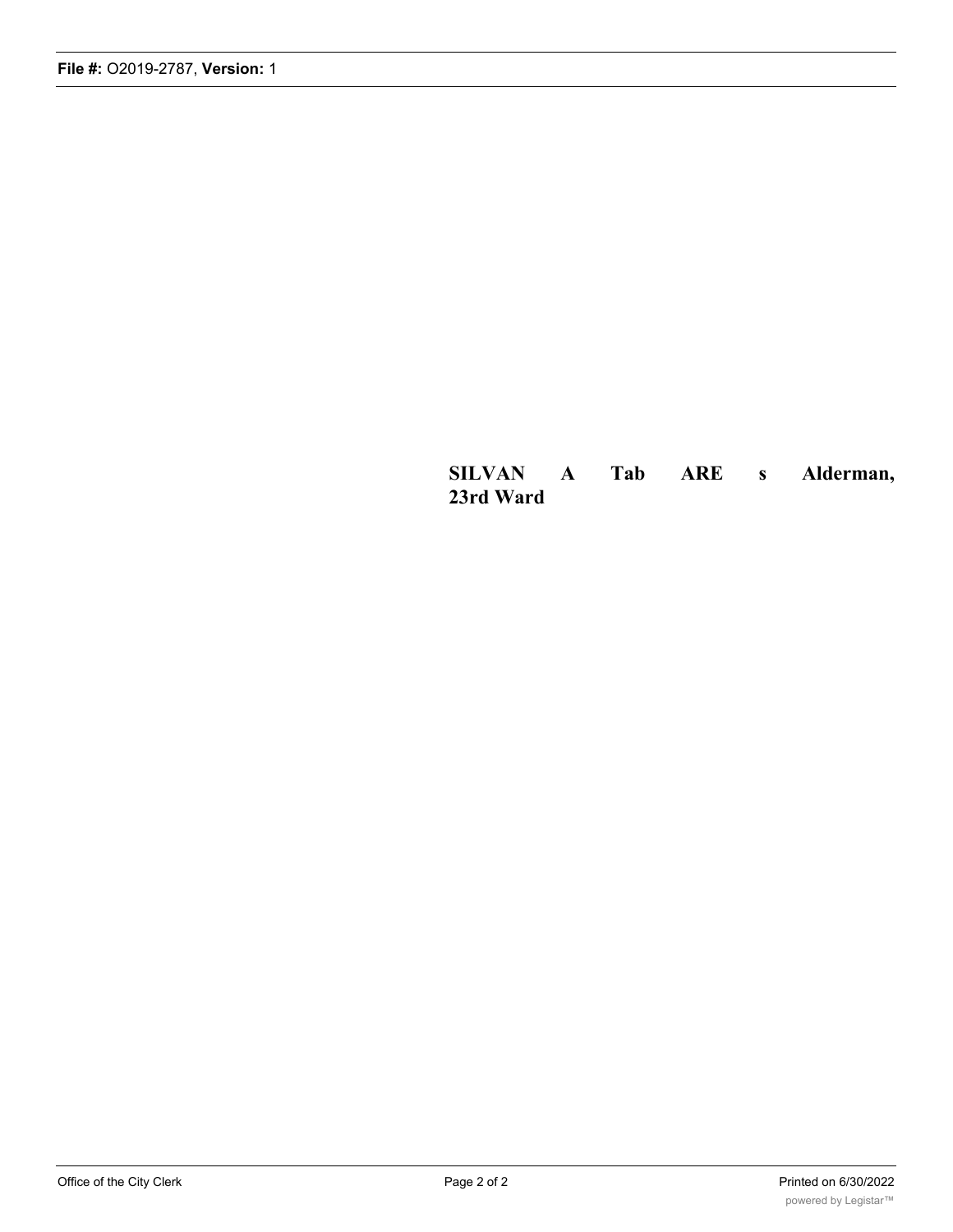**SILVAN A Tab ARE s Alderman, 23rd Ward**